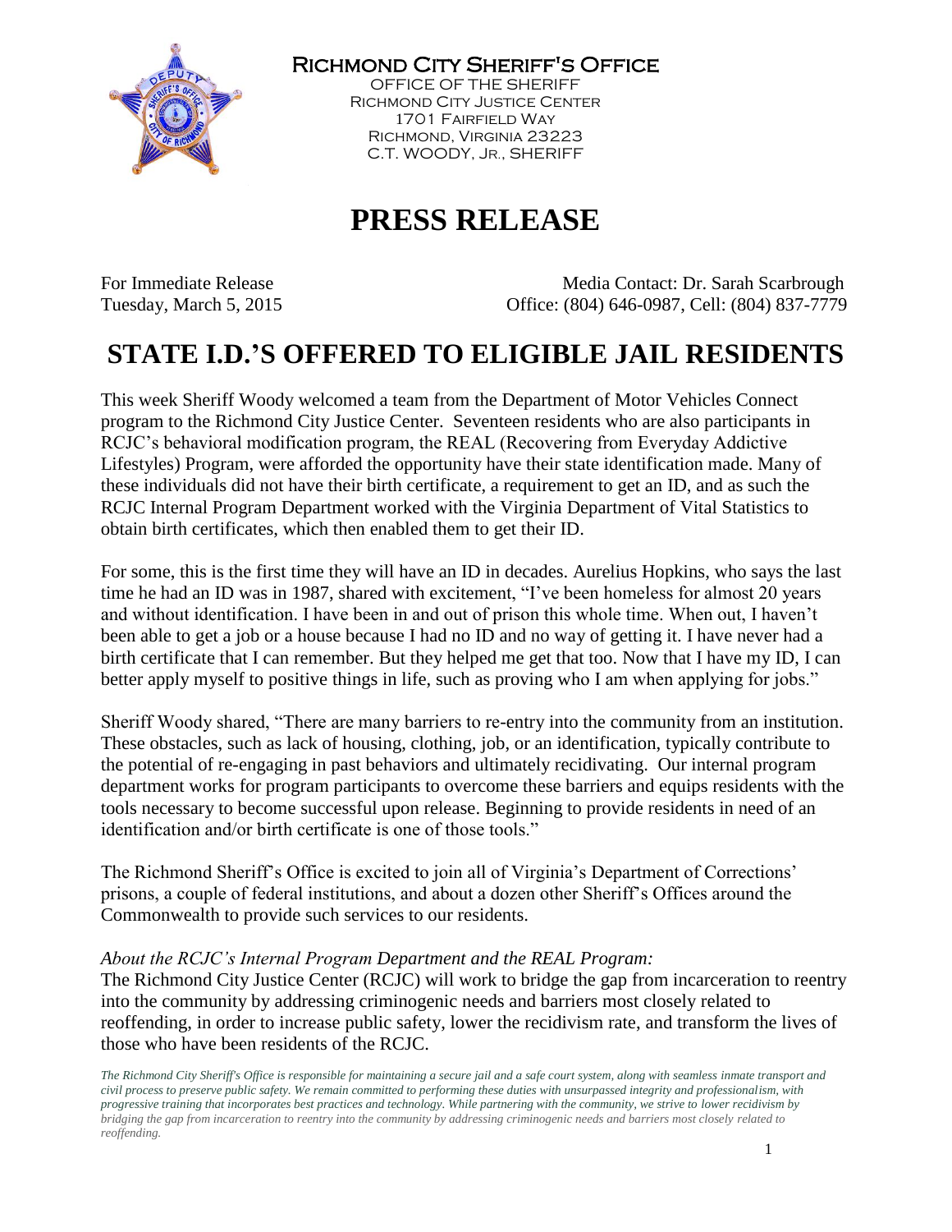**Richmond City Sheriff's Office**

Office of the Sheriff
Richmond City Justice Center
1701 Fairfield Way
Richmond, Virginia 23223
C.T. Woody, Jr., Sheriff

# PRESS RELEASE

For Immediate Release
Tuesday, March 5, 2015

Media Contact: Dr. Sarah Scarbrough
Office: (804) 646-0987, Cell: (804) 837-7779

## STATE I.D.'S OFFERED TO ELIGIBLE JAIL RESIDENTS

This week Sheriff Woody welcomed a team from the Department of Motor Vehicles Connect program to the Richmond City Justice Center. Seventeen residents who are also participants in RCJC's behavioral modification program, the REAL (Recovering from Everyday Addictive Lifestyles) Program, were afforded the opportunity have their state identification made. Many of these individuals did not have their birth certificate, a requirement to get an ID, and as such the RCJC Internal Program Department worked with the Virginia Department of Vital Statistics to obtain birth certificates, which then enabled them to get their ID.

For some, this is the first time they will have an ID in decades. Aurelius Hopkins, who says the last time he had an ID was in 1987, shared with excitement, "I've been homeless for almost 20 years and without identification. I have been in and out of prison this whole time. When out, I haven't been able to get a job or a house because I had no ID and no way of getting it. I have never had a birth certificate that I can remember. But they helped me get that too. Now that I have my ID, I can better apply myself to positive things in life, such as proving who I am when applying for jobs."

Sheriff Woody shared, "There are many barriers to re-entry into the community from an institution. These obstacles, such as lack of housing, clothing, job, or an identification, typically contribute to the potential of re-engaging in past behaviors and ultimately recidivating. Our internal program department works for program participants to overcome these barriers and equips residents with the tools necessary to become successful upon release. Beginning to provide residents in need of an identification and/or birth certificate is one of those tools."

The Richmond Sheriff's Office is excited to join all of Virginia's Department of Corrections' prisons, a couple of federal institutions, and about a dozen other Sheriff's Offices around the Commonwealth to provide such services to our residents.

*About the RCJC's Internal Program Department and the REAL Program:*
The Richmond City Justice Center (RCJC) will work to bridge the gap from incarceration to reentry into the community by addressing criminogenic needs and barriers most closely related to reoffending, in order to increase public safety, lower the recidivism rate, and transform the lives of those who have been residents of the RCJC.

*The Richmond City Sheriff's Office is responsible for maintaining a secure jail and a safe court system, along with seamless inmate transport and civil process to preserve public safety. We remain committed to performing these duties with unsurpassed integrity and professionalism, with progressive training that incorporates best practices and technology. While partnering with the community, we strive to lower recidivism by bridging the gap from incarceration to reentry into the community by addressing criminogenic needs and barriers most closely related to reoffending.*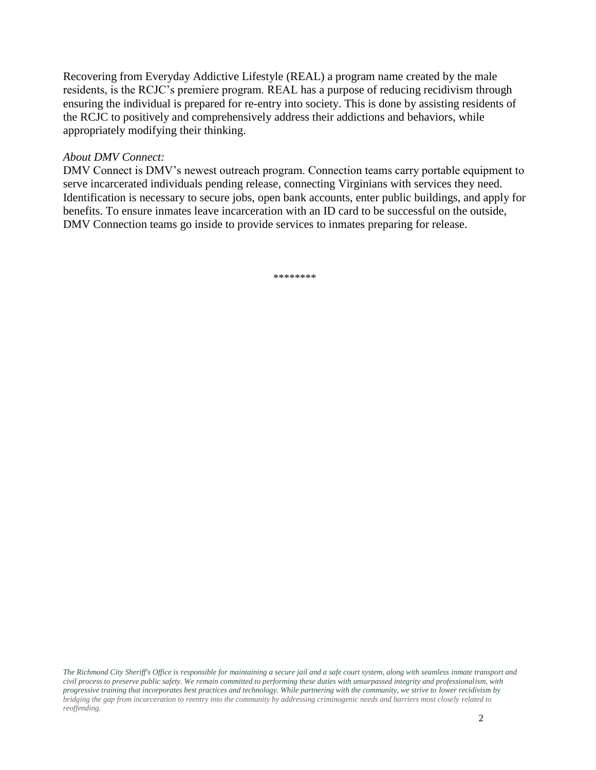Recovering from Everyday Addictive Lifestyle (REAL) a program name created by the male residents, is the RCJC's premiere program. REAL has a purpose of reducing recidivism through ensuring the individual is prepared for re-entry into society. This is done by assisting residents of the RCJC to positively and comprehensively address their addictions and behaviors, while appropriately modifying their thinking.

*About DMV Connect:*

DMV Connect is DMV's newest outreach program. Connection teams carry portable equipment to serve incarcerated individuals pending release, connecting Virginians with services they need. Identification is necessary to secure jobs, open bank accounts, enter public buildings, and apply for benefits. To ensure inmates leave incarceration with an ID card to be successful on the outside, DMV Connection teams go inside to provide services to inmates preparing for release.

********